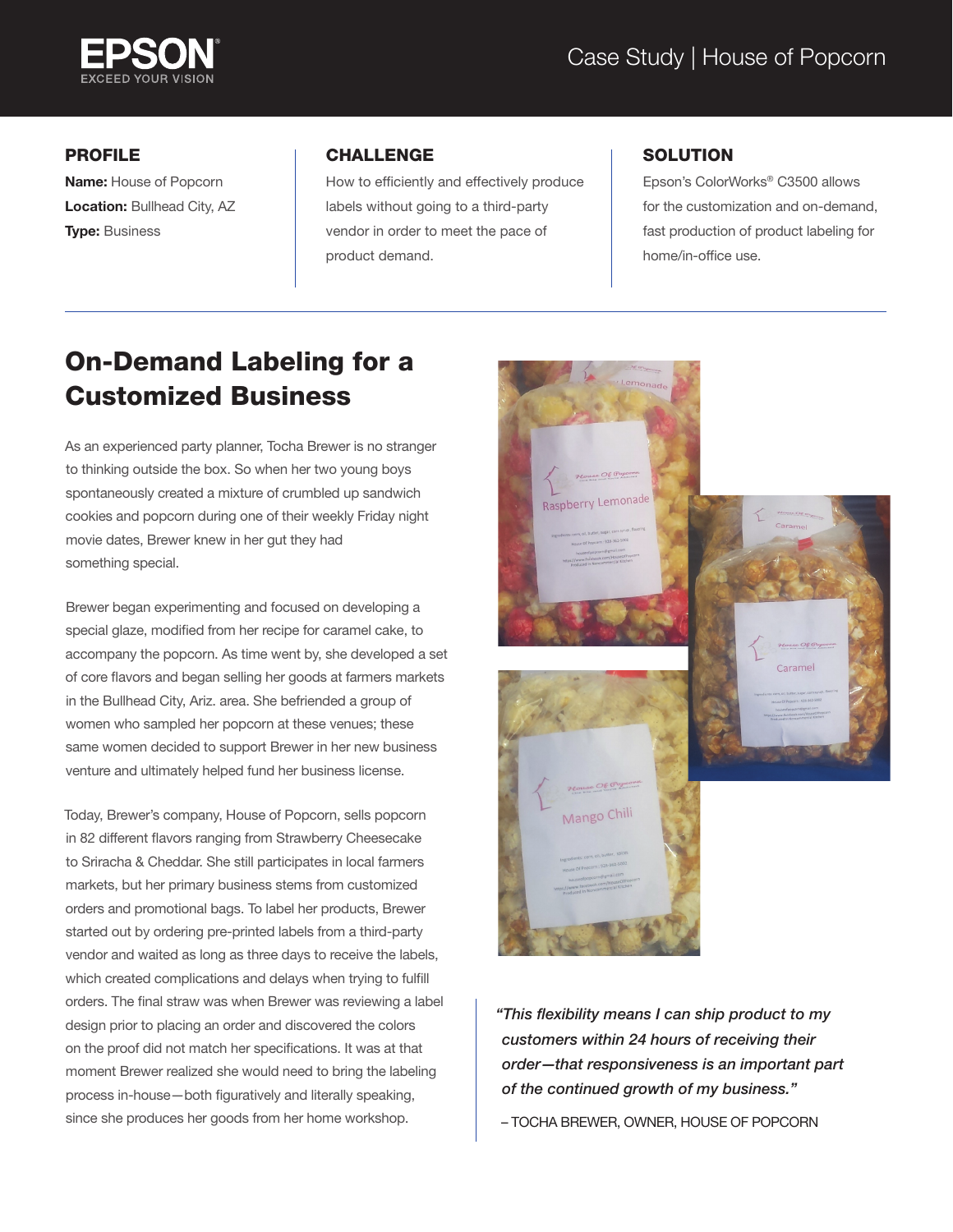Case Study | House of Popcorn

### PROFILE

**Name:** House of Popcorn
**Location:** Bullhead City, AZ
**Type:** Business

### CHALLENGE

How to efficiently and effectively produce labels without going to a third-party vendor in order to meet the pace of product demand.

### SOLUTION

Epson's ColorWorks® C3500 allows for the customization and on-demand, fast production of product labeling for home/in-office use.

---

# On-Demand Labeling for a Customized Business

As an experienced party planner, Tocha Brewer is no stranger to thinking outside the box. So when her two young boys spontaneously created a mixture of crumbled up sandwich cookies and popcorn during one of their weekly Friday night movie dates, Brewer knew in her gut they had something special.

Brewer began experimenting and focused on developing a special glaze, modified from her recipe for caramel cake, to accompany the popcorn. As time went by, she developed a set of core flavors and began selling her goods at farmers markets in the Bullhead City, Ariz. area. She befriended a group of women who sampled her popcorn at these venues; these same women decided to support Brewer in her new business venture and ultimately helped fund her business license.

Today, Brewer's company, House of Popcorn, sells popcorn in 82 different flavors ranging from Strawberry Cheesecake to Sriracha & Cheddar. She still participates in local farmers markets, but her primary business stems from customized orders and promotional bags. To label her products, Brewer started out by ordering pre-printed labels from a third-party vendor and waited as long as three days to receive the labels, which created complications and delays when trying to fulfill orders. The final straw was when Brewer was reviewing a label design prior to placing an order and discovered the colors on the proof did not match her specifications. It was at that moment Brewer realized she would need to bring the labeling process in-house—both figuratively and literally speaking, since she produces her goods from her home workshop.

> *"This flexibility means I can ship product to my customers within 24 hours of receiving their order—that responsiveness is an important part of the continued growth of my business."*
>
> – TOCHA BREWER, OWNER, HOUSE OF POPCORN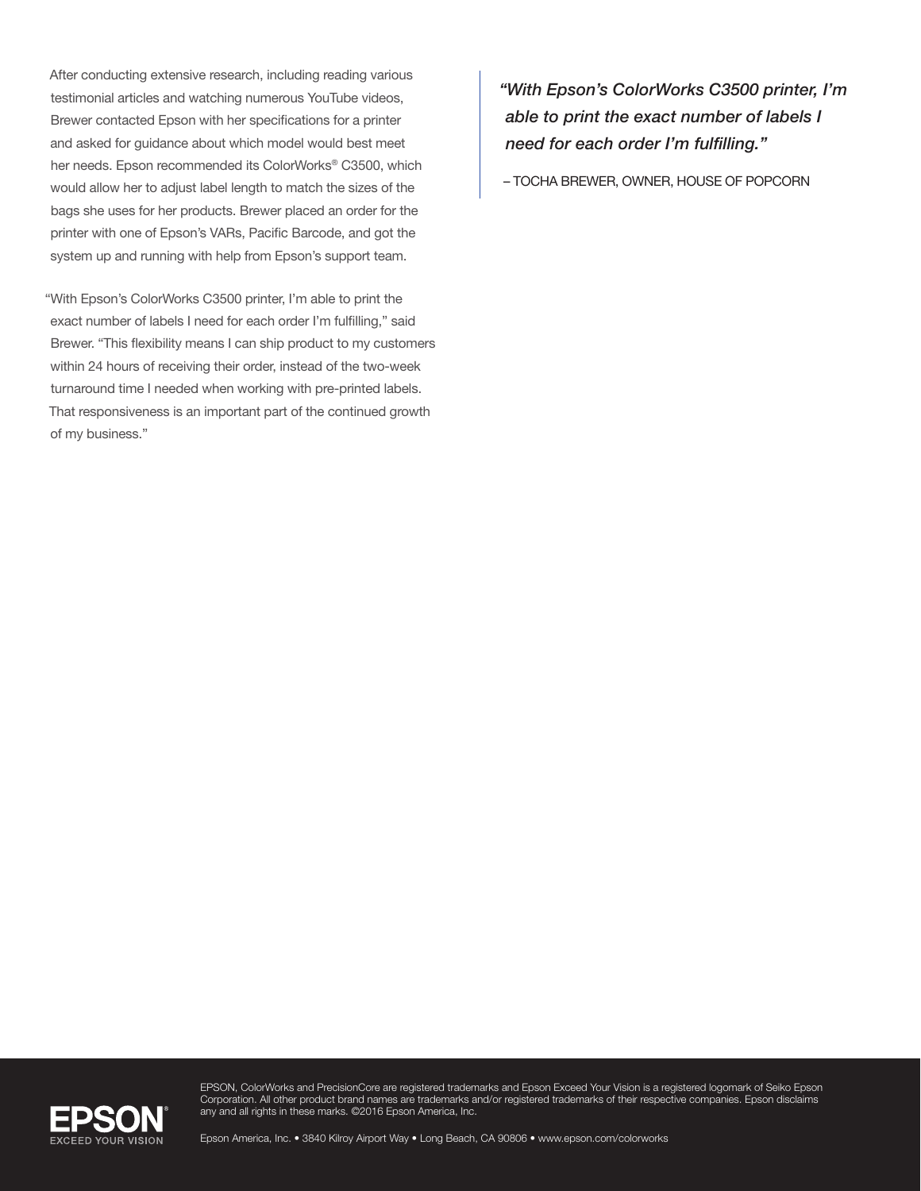After conducting extensive research, including reading various testimonial articles and watching numerous YouTube videos, Brewer contacted Epson with her specifications for a printer and asked for guidance about which model would best meet her needs. Epson recommended its ColorWorks® C3500, which would allow her to adjust label length to match the sizes of the bags she uses for her products. Brewer placed an order for the printer with one of Epson's VARs, Pacific Barcode, and got the system up and running with help from Epson's support team.

"With Epson's ColorWorks C3500 printer, I'm able to print the exact number of labels I need for each order I'm fulfilling," said Brewer. "This flexibility means I can ship product to my customers within 24 hours of receiving their order, instead of the two-week turnaround time I needed when working with pre-printed labels. That responsiveness is an important part of the continued growth of my business."

> ***"With Epson's ColorWorks C3500 printer, I'm able to print the exact number of labels I need for each order I'm fulfilling."***
>
> – TOCHA BREWER, OWNER, HOUSE OF POPCORN

EPSON
EXCEED YOUR VISION

EPSON, ColorWorks and PrecisionCore are registered trademarks and Epson Exceed Your Vision is a registered logomark of Seiko Epson Corporation. All other product brand names are trademarks and/or registered trademarks of their respective companies. Epson disclaims any and all rights in these marks. ©2016 Epson America, Inc.

Epson America, Inc. • 3840 Kilroy Airport Way • Long Beach, CA 90806 • www.epson.com/colorworks